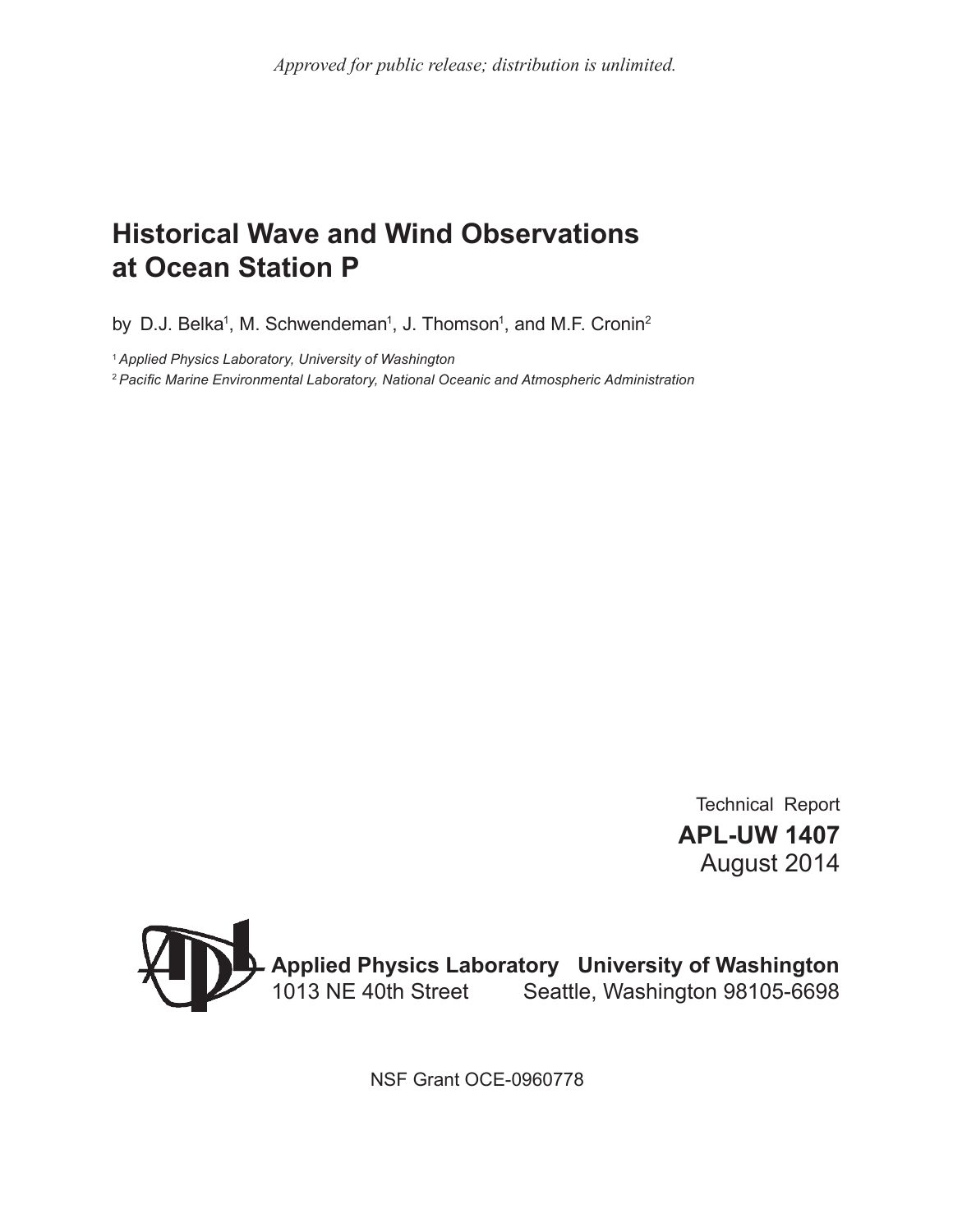*Approved for public release; distribution is unlimited.*

# Historical Wave and Wind Observations at Ocean Station P

by D.J. Belka[1], M. Schwendeman[1], J. Thomson[1], and M.F. Cronin[2]

[1] *Applied Physics Laboratory, University of Washington*
[2] *Pacific Marine Environmental Laboratory, National Oceanic and Atmospheric Administration*

Technical Report
**APL-UW 1407**
August 2014

**Applied Physics Laboratory University of Washington**
1013 NE 40th Street Seattle, Washington 98105-6698

NSF Grant OCE-0960778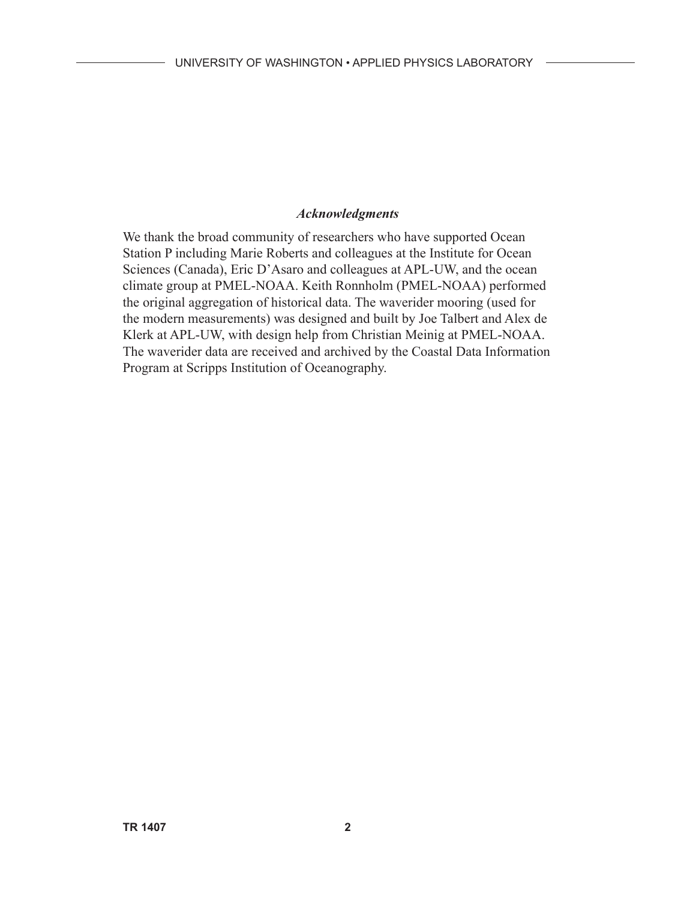### *Acknowledgments*

We thank the broad community of researchers who have supported Ocean Station P including Marie Roberts and colleagues at the Institute for Ocean Sciences (Canada), Eric D'Asaro and colleagues at APL-UW, and the ocean climate group at PMEL-NOAA. Keith Ronnholm (PMEL-NOAA) performed the original aggregation of historical data. The waverider mooring (used for the modern measurements) was designed and built by Joe Talbert and Alex de Klerk at APL-UW, with design help from Christian Meinig at PMEL-NOAA. The waverider data are received and archived by the Coastal Data Information Program at Scripps Institution of Oceanography.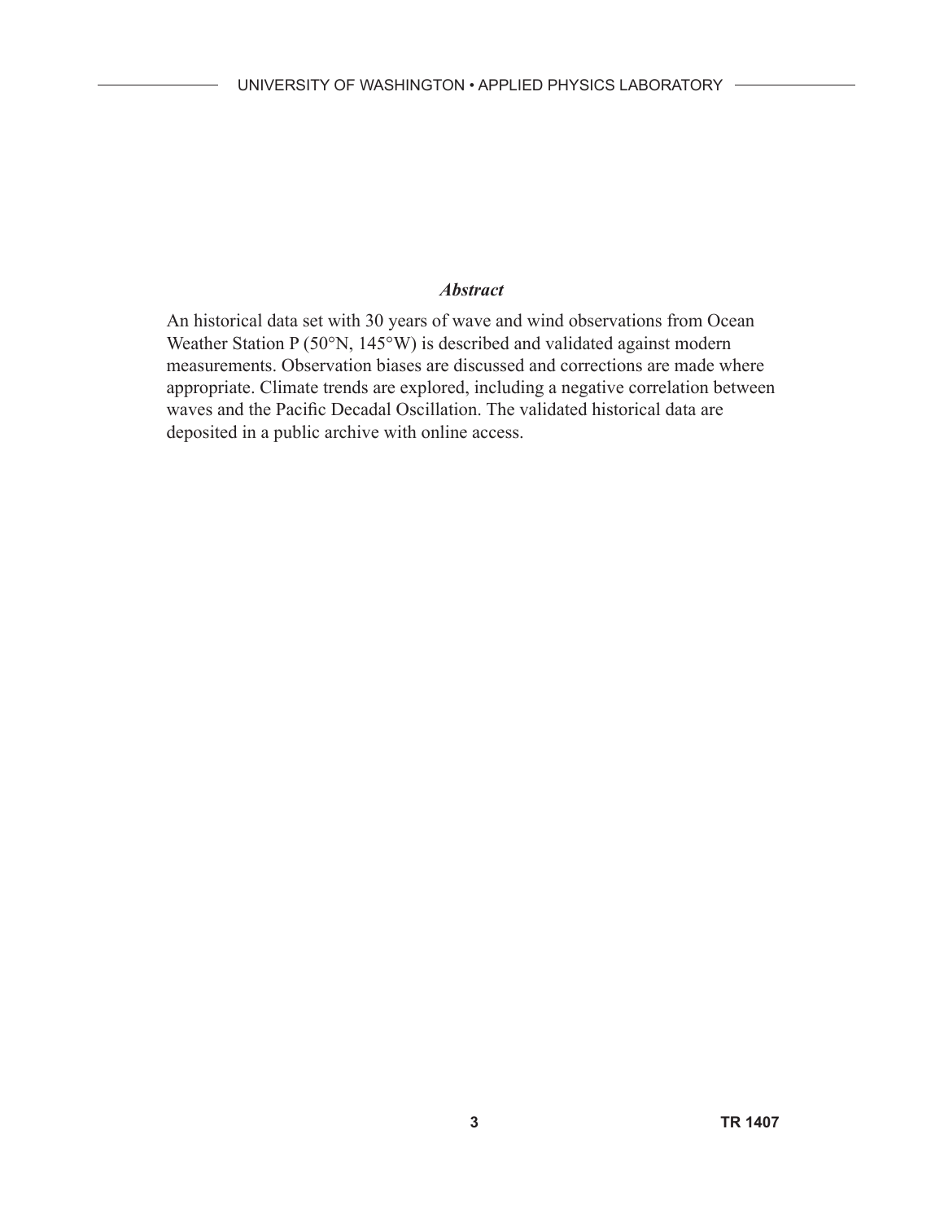*Abstract*

An historical data set with 30 years of wave and wind observations from Ocean Weather Station P (50°N, 145°W) is described and validated against modern measurements. Observation biases are discussed and corrections are made where appropriate. Climate trends are explored, including a negative correlation between waves and the Pacific Decadal Oscillation. The validated historical data are deposited in a public archive with online access.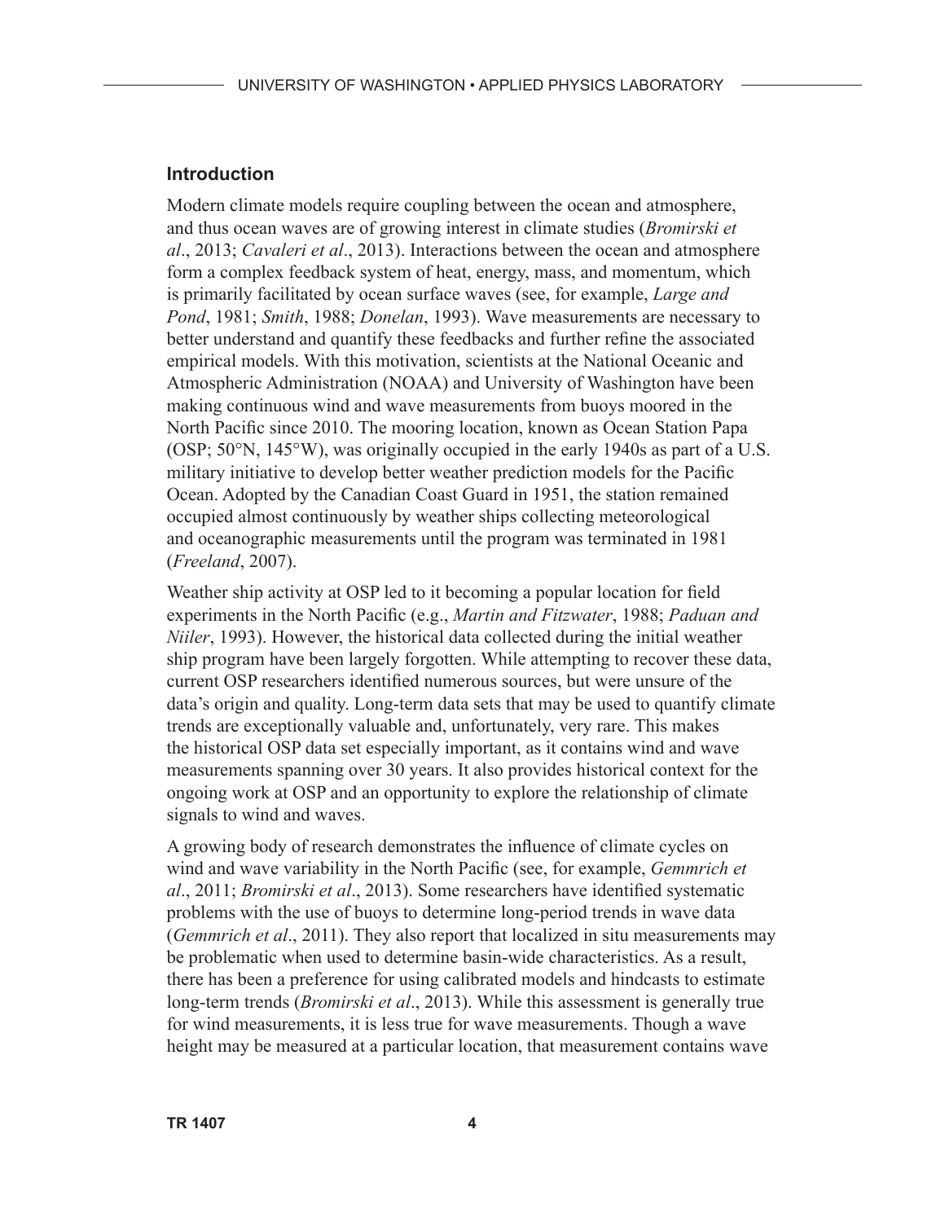## Introduction

Modern climate models require coupling between the ocean and atmosphere, and thus ocean waves are of growing interest in climate studies (*Bromirski et al*., 2013; *Cavaleri et al*., 2013). Interactions between the ocean and atmosphere form a complex feedback system of heat, energy, mass, and momentum, which is primarily facilitated by ocean surface waves (see, for example, *Large and Pond*, 1981; *Smith*, 1988; *Donelan*, 1993). Wave measurements are necessary to better understand and quantify these feedbacks and further refine the associated empirical models. With this motivation, scientists at the National Oceanic and Atmospheric Administration (NOAA) and University of Washington have been making continuous wind and wave measurements from buoys moored in the North Pacific since 2010. The mooring location, known as Ocean Station Papa (OSP; 50°N, 145°W), was originally occupied in the early 1940s as part of a U.S. military initiative to develop better weather prediction models for the Pacific Ocean. Adopted by the Canadian Coast Guard in 1951, the station remained occupied almost continuously by weather ships collecting meteorological and oceanographic measurements until the program was terminated in 1981 (*Freeland*, 2007).

Weather ship activity at OSP led to it becoming a popular location for field experiments in the North Pacific (e.g., *Martin and Fitzwater*, 1988; *Paduan and Niiler*, 1993). However, the historical data collected during the initial weather ship program have been largely forgotten. While attempting to recover these data, current OSP researchers identified numerous sources, but were unsure of the data's origin and quality. Long-term data sets that may be used to quantify climate trends are exceptionally valuable and, unfortunately, very rare. This makes the historical OSP data set especially important, as it contains wind and wave measurements spanning over 30 years. It also provides historical context for the ongoing work at OSP and an opportunity to explore the relationship of climate signals to wind and waves.

A growing body of research demonstrates the influence of climate cycles on wind and wave variability in the North Pacific (see, for example, *Gemmrich et al*., 2011; *Bromirski et al*., 2013). Some researchers have identified systematic problems with the use of buoys to determine long-period trends in wave data (*Gemmrich et al*., 2011). They also report that localized in situ measurements may be problematic when used to determine basin-wide characteristics. As a result, there has been a preference for using calibrated models and hindcasts to estimate long-term trends (*Bromirski et al*., 2013). While this assessment is generally true for wind measurements, it is less true for wave measurements. Though a wave height may be measured at a particular location, that measurement contains wave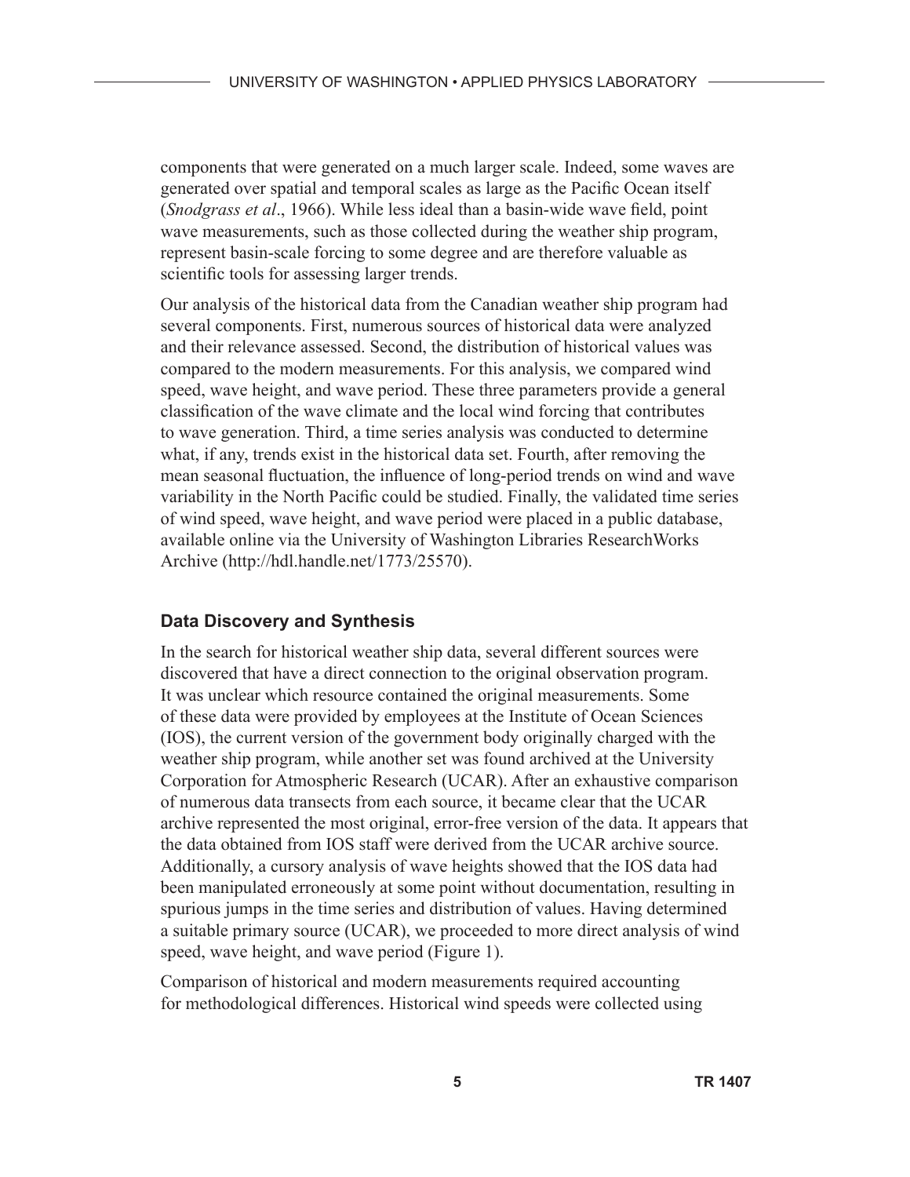components that were generated on a much larger scale. Indeed, some waves are generated over spatial and temporal scales as large as the Pacific Ocean itself (*Snodgrass et al*., 1966). While less ideal than a basin-wide wave field, point wave measurements, such as those collected during the weather ship program, represent basin-scale forcing to some degree and are therefore valuable as scientific tools for assessing larger trends.

Our analysis of the historical data from the Canadian weather ship program had several components. First, numerous sources of historical data were analyzed and their relevance assessed. Second, the distribution of historical values was compared to the modern measurements. For this analysis, we compared wind speed, wave height, and wave period. These three parameters provide a general classification of the wave climate and the local wind forcing that contributes to wave generation. Third, a time series analysis was conducted to determine what, if any, trends exist in the historical data set. Fourth, after removing the mean seasonal fluctuation, the influence of long-period trends on wind and wave variability in the North Pacific could be studied. Finally, the validated time series of wind speed, wave height, and wave period were placed in a public database, available online via the University of Washington Libraries ResearchWorks Archive (http://hdl.handle.net/1773/25570).

## Data Discovery and Synthesis

In the search for historical weather ship data, several different sources were discovered that have a direct connection to the original observation program. It was unclear which resource contained the original measurements. Some of these data were provided by employees at the Institute of Ocean Sciences (IOS), the current version of the government body originally charged with the weather ship program, while another set was found archived at the University Corporation for Atmospheric Research (UCAR). After an exhaustive comparison of numerous data transects from each source, it became clear that the UCAR archive represented the most original, error-free version of the data. It appears that the data obtained from IOS staff were derived from the UCAR archive source. Additionally, a cursory analysis of wave heights showed that the IOS data had been manipulated erroneously at some point without documentation, resulting in spurious jumps in the time series and distribution of values. Having determined a suitable primary source (UCAR), we proceeded to more direct analysis of wind speed, wave height, and wave period (Figure 1).

Comparison of historical and modern measurements required accounting for methodological differences. Historical wind speeds were collected using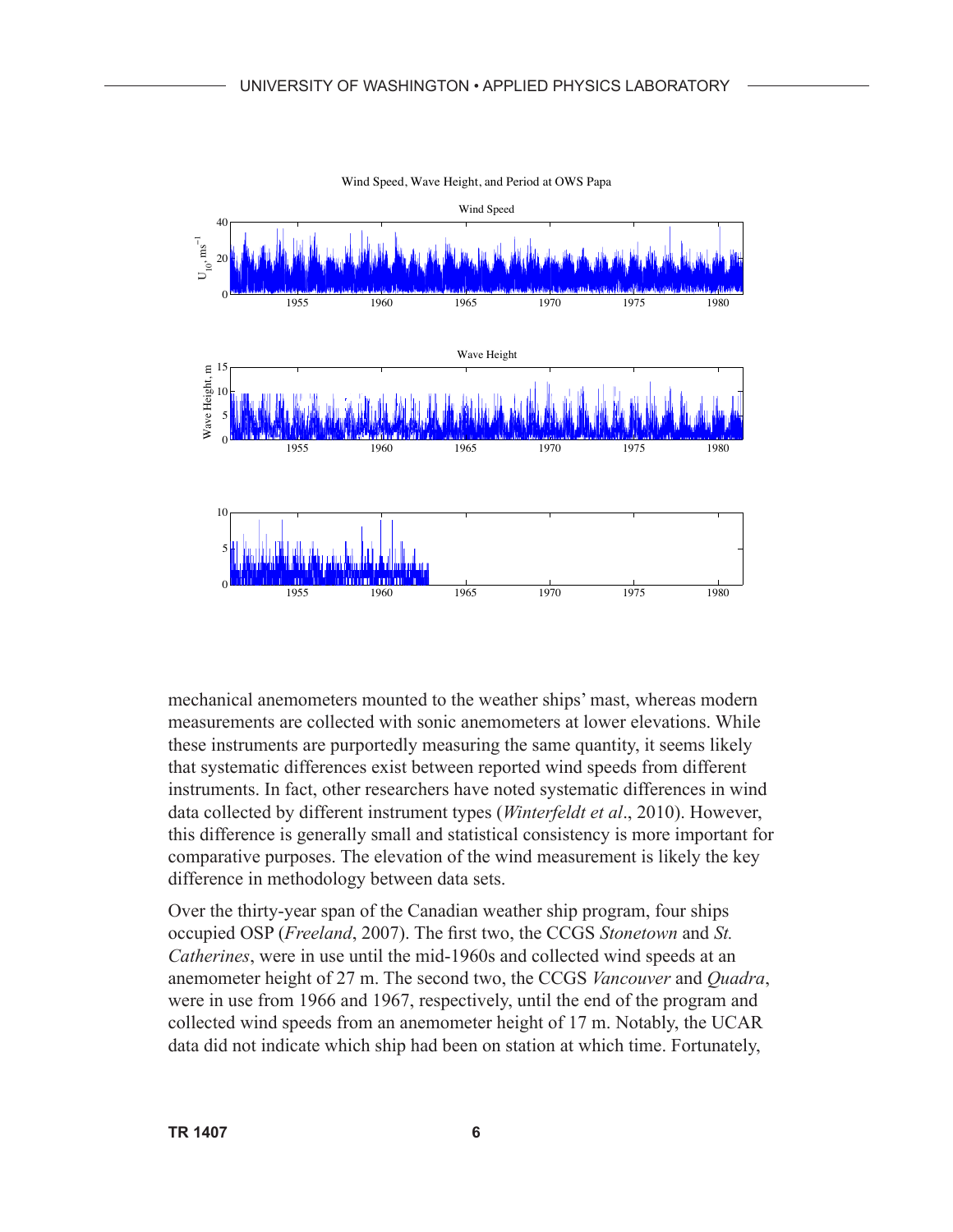Wind Speed, Wave Height, and Period at OWS Papa

Wind Speed

$U_{10}$, ms$^{-1}$

40
20
0

1955 1960 1965 1970 1975 1980

Wave Height

Wave Height, m

15
10
5
0

1955 1960 1965 1970 1975 1980

10
5
0

1955 1960 1965 1970 1975 1980

mechanical anemometers mounted to the weather ships' mast, whereas modern measurements are collected with sonic anemometers at lower elevations. While these instruments are purportedly measuring the same quantity, it seems likely that systematic differences exist between reported wind speeds from different instruments. In fact, other researchers have noted systematic differences in wind data collected by different instrument types (*Winterfeldt et al*., 2010). However, this difference is generally small and statistical consistency is more important for comparative purposes. The elevation of the wind measurement is likely the key difference in methodology between data sets.

Over the thirty-year span of the Canadian weather ship program, four ships occupied OSP (*Freeland*, 2007). The first two, the CCGS *Stonetown* and *St. Catherines*, were in use until the mid-1960s and collected wind speeds at an anemometer height of 27 m. The second two, the CCGS *Vancouver* and *Quadra*, were in use from 1966 and 1967, respectively, until the end of the program and collected wind speeds from an anemometer height of 17 m. Notably, the UCAR data did not indicate which ship had been on station at which time. Fortunately,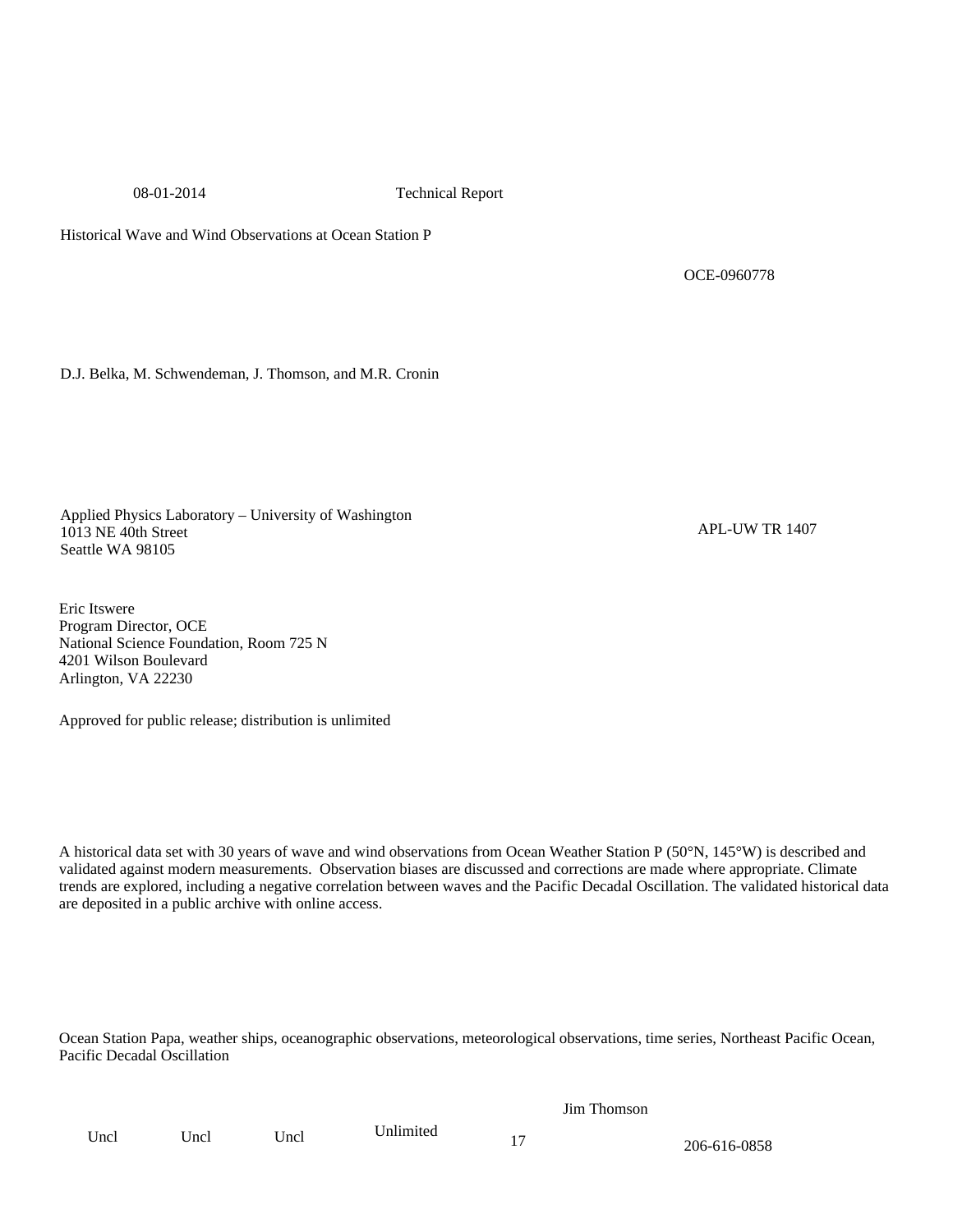08-01-2014

Technical Report

Historical Wave and Wind Observations at Ocean Station P

OCE-0960778

D.J. Belka, M. Schwendeman, J. Thomson, and M.R. Cronin

Applied Physics Laboratory – University of Washington
1013 NE 40th Street
Seattle WA 98105

APL-UW TR 1407

Eric Itswere
Program Director, OCE
National Science Foundation, Room 725 N
4201 Wilson Boulevard
Arlington, VA 22230

Approved for public release; distribution is unlimited

A historical data set with 30 years of wave and wind observations from Ocean Weather Station P (50°N, 145°W) is described and validated against modern measurements. Observation biases are discussed and corrections are made where appropriate. Climate trends are explored, including a negative correlation between waves and the Pacific Decadal Oscillation. The validated historical data are deposited in a public archive with online access.

Ocean Station Papa, weather ships, oceanographic observations, meteorological observations, time series, Northeast Pacific Ocean, Pacific Decadal Oscillation

| | | | | | | |
|---|---|---|---|---|---|---|
| | | | | | Jim Thomson | |
| Uncl | Uncl | Uncl | Unlimited | 17 | | 206-616-0858 |